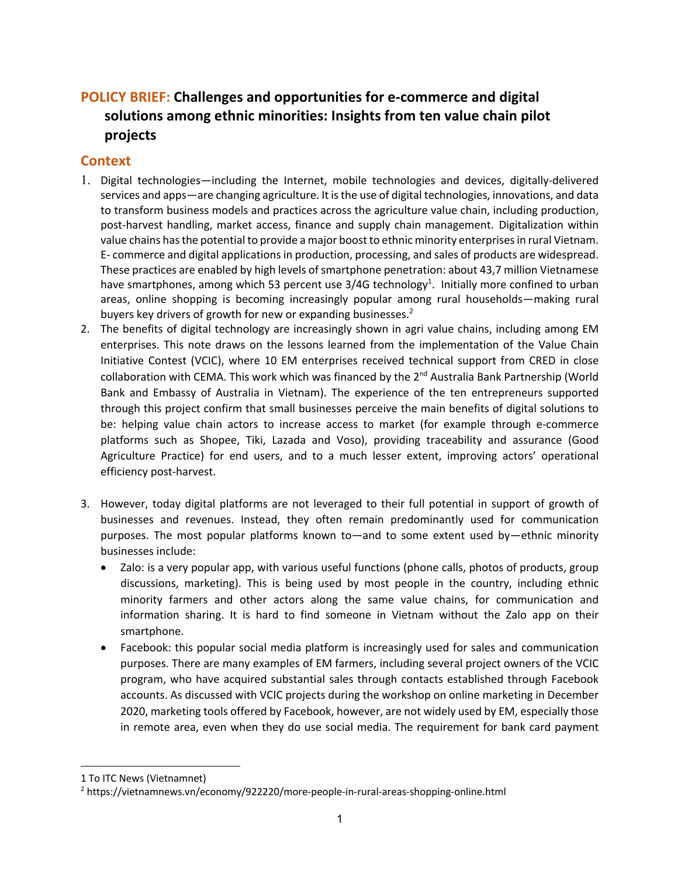# POLICY BRIEF: Challenges and opportunities for e-commerce and digital solutions among ethnic minorities: Insights from ten value chain pilot projects

## Context

1. Digital technologies—including the Internet, mobile technologies and devices, digitally-delivered services and apps—are changing agriculture. It is the use of digital technologies, innovations, and data to transform business models and practices across the agriculture value chain, including production, post-harvest handling, market access, finance and supply chain management. Digitalization within value chains has the potential to provide a major boost to ethnic minority enterprises in rural Vietnam. E- commerce and digital applications in production, processing, and sales of products are widespread. These practices are enabled by high levels of smartphone penetration: about 43,7 million Vietnamese have smartphones, among which 53 percent use 3/4G technology[1]. Initially more confined to urban areas, online shopping is becoming increasingly popular among rural households—making rural buyers key drivers of growth for new or expanding businesses.[2]

2. The benefits of digital technology are increasingly shown in agri value chains, including among EM enterprises. This note draws on the lessons learned from the implementation of the Value Chain Initiative Contest (VCIC), where 10 EM enterprises received technical support from CRED in close collaboration with CEMA. This work which was financed by the 2nd Australia Bank Partnership (World Bank and Embassy of Australia in Vietnam). The experience of the ten entrepreneurs supported through this project confirm that small businesses perceive the main benefits of digital solutions to be: helping value chain actors to increase access to market (for example through e-commerce platforms such as Shopee, Tiki, Lazada and Voso), providing traceability and assurance (Good Agriculture Practice) for end users, and to a much lesser extent, improving actors' operational efficiency post-harvest.

3. However, today digital platforms are not leveraged to their full potential in support of growth of businesses and revenues. Instead, they often remain predominantly used for communication purposes. The most popular platforms known to—and to some extent used by—ethnic minority businesses include:
   - Zalo: is a very popular app, with various useful functions (phone calls, photos of products, group discussions, marketing). This is being used by most people in the country, including ethnic minority farmers and other actors along the same value chains, for communication and information sharing. It is hard to find someone in Vietnam without the Zalo app on their smartphone.
   - Facebook: this popular social media platform is increasingly used for sales and communication purposes. There are many examples of EM farmers, including several project owners of the VCIC program, who have acquired substantial sales through contacts established through Facebook accounts. As discussed with VCIC projects during the workshop on online marketing in December 2020, marketing tools offered by Facebook, however, are not widely used by EM, especially those in remote area, even when they do use social media. The requirement for bank card payment

---

1 To ITC News (Vietnamnet)

2 https://vietnamnews.vn/economy/922220/more-people-in-rural-areas-shopping-online.html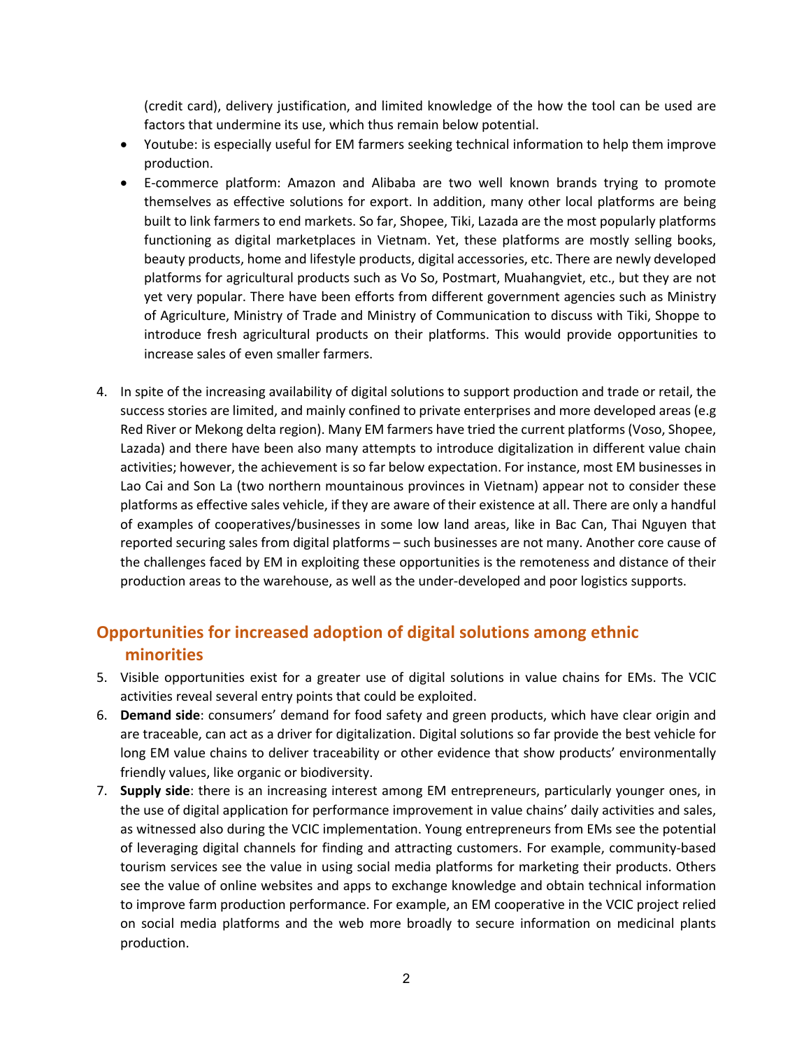(credit card), delivery justification, and limited knowledge of the how the tool can be used are factors that undermine its use, which thus remain below potential.

- Youtube: is especially useful for EM farmers seeking technical information to help them improve production.
- E-commerce platform: Amazon and Alibaba are two well known brands trying to promote themselves as effective solutions for export. In addition, many other local platforms are being built to link farmers to end markets. So far, Shopee, Tiki, Lazada are the most popularly platforms functioning as digital marketplaces in Vietnam. Yet, these platforms are mostly selling books, beauty products, home and lifestyle products, digital accessories, etc. There are newly developed platforms for agricultural products such as Vo So, Postmart, Muahangviet, etc., but they are not yet very popular. There have been efforts from different government agencies such as Ministry of Agriculture, Ministry of Trade and Ministry of Communication to discuss with Tiki, Shoppe to introduce fresh agricultural products on their platforms. This would provide opportunities to increase sales of even smaller farmers.

4. In spite of the increasing availability of digital solutions to support production and trade or retail, the success stories are limited, and mainly confined to private enterprises and more developed areas (e.g Red River or Mekong delta region). Many EM farmers have tried the current platforms (Voso, Shopee, Lazada) and there have been also many attempts to introduce digitalization in different value chain activities; however, the achievement is so far below expectation. For instance, most EM businesses in Lao Cai and Son La (two northern mountainous provinces in Vietnam) appear not to consider these platforms as effective sales vehicle, if they are aware of their existence at all. There are only a handful of examples of cooperatives/businesses in some low land areas, like in Bac Can, Thai Nguyen that reported securing sales from digital platforms – such businesses are not many. Another core cause of the challenges faced by EM in exploiting these opportunities is the remoteness and distance of their production areas to the warehouse, as well as the under-developed and poor logistics supports.

## Opportunities for increased adoption of digital solutions among ethnic minorities

5. Visible opportunities exist for a greater use of digital solutions in value chains for EMs. The VCIC activities reveal several entry points that could be exploited.
6. **Demand side**: consumers' demand for food safety and green products, which have clear origin and are traceable, can act as a driver for digitalization. Digital solutions so far provide the best vehicle for long EM value chains to deliver traceability or other evidence that show products' environmentally friendly values, like organic or biodiversity.
7. **Supply side**: there is an increasing interest among EM entrepreneurs, particularly younger ones, in the use of digital application for performance improvement in value chains' daily activities and sales, as witnessed also during the VCIC implementation. Young entrepreneurs from EMs see the potential of leveraging digital channels for finding and attracting customers. For example, community-based tourism services see the value in using social media platforms for marketing their products. Others see the value of online websites and apps to exchange knowledge and obtain technical information to improve farm production performance. For example, an EM cooperative in the VCIC project relied on social media platforms and the web more broadly to secure information on medicinal plants production.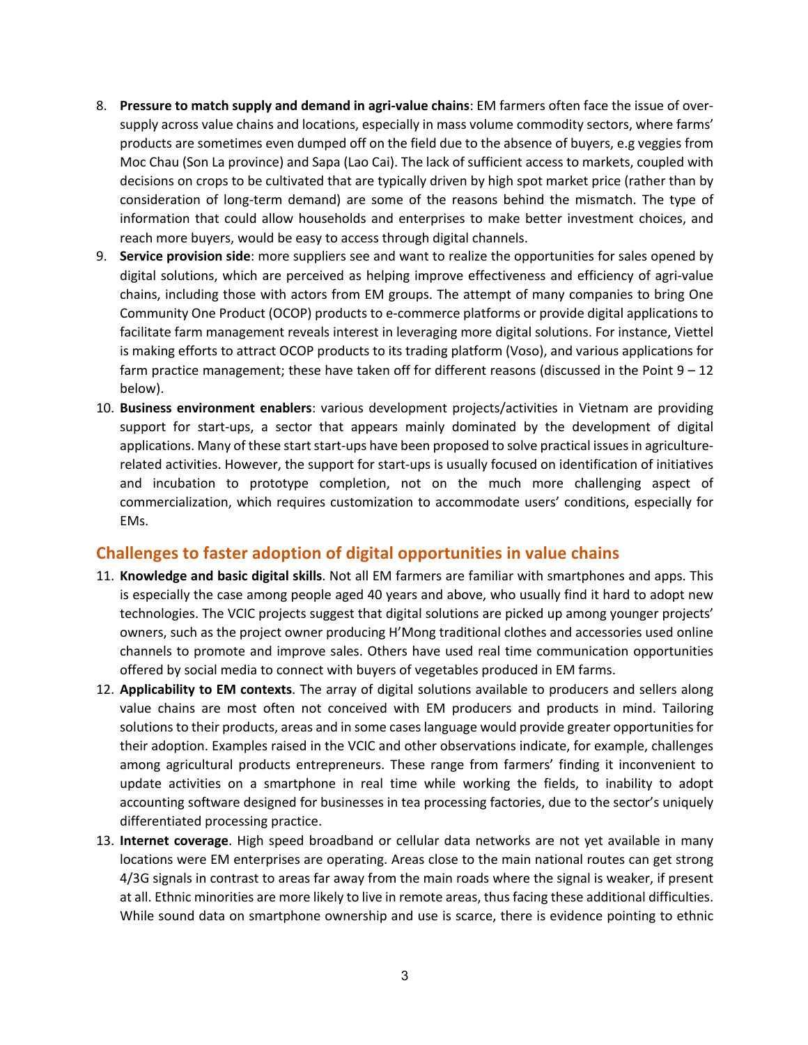8. **Pressure to match supply and demand in agri-value chains**: EM farmers often face the issue of over-supply across value chains and locations, especially in mass volume commodity sectors, where farms' products are sometimes even dumped off on the field due to the absence of buyers, e.g veggies from Moc Chau (Son La province) and Sapa (Lao Cai). The lack of sufficient access to markets, coupled with decisions on crops to be cultivated that are typically driven by high spot market price (rather than by consideration of long-term demand) are some of the reasons behind the mismatch. The type of information that could allow households and enterprises to make better investment choices, and reach more buyers, would be easy to access through digital channels.
9. **Service provision side**: more suppliers see and want to realize the opportunities for sales opened by digital solutions, which are perceived as helping improve effectiveness and efficiency of agri-value chains, including those with actors from EM groups. The attempt of many companies to bring One Community One Product (OCOP) products to e-commerce platforms or provide digital applications to facilitate farm management reveals interest in leveraging more digital solutions. For instance, Viettel is making efforts to attract OCOP products to its trading platform (Voso), and various applications for farm practice management; these have taken off for different reasons (discussed in the Point 9 – 12 below).
10. **Business environment enablers**: various development projects/activities in Vietnam are providing support for start-ups, a sector that appears mainly dominated by the development of digital applications. Many of these start start-ups have been proposed to solve practical issues in agriculture-related activities. However, the support for start-ups is usually focused on identification of initiatives and incubation to prototype completion, not on the much more challenging aspect of commercialization, which requires customization to accommodate users' conditions, especially for EMs.

## Challenges to faster adoption of digital opportunities in value chains

11. **Knowledge and basic digital skills**. Not all EM farmers are familiar with smartphones and apps. This is especially the case among people aged 40 years and above, who usually find it hard to adopt new technologies. The VCIC projects suggest that digital solutions are picked up among younger projects' owners, such as the project owner producing H'Mong traditional clothes and accessories used online channels to promote and improve sales. Others have used real time communication opportunities offered by social media to connect with buyers of vegetables produced in EM farms.
12. **Applicability to EM contexts**. The array of digital solutions available to producers and sellers along value chains are most often not conceived with EM producers and products in mind. Tailoring solutions to their products, areas and in some cases language would provide greater opportunities for their adoption. Examples raised in the VCIC and other observations indicate, for example, challenges among agricultural products entrepreneurs. These range from farmers' finding it inconvenient to update activities on a smartphone in real time while working the fields, to inability to adopt accounting software designed for businesses in tea processing factories, due to the sector's uniquely differentiated processing practice.
13. **Internet coverage**. High speed broadband or cellular data networks are not yet available in many locations were EM enterprises are operating. Areas close to the main national routes can get strong 4/3G signals in contrast to areas far away from the main roads where the signal is weaker, if present at all. Ethnic minorities are more likely to live in remote areas, thus facing these additional difficulties. While sound data on smartphone ownership and use is scarce, there is evidence pointing to ethnic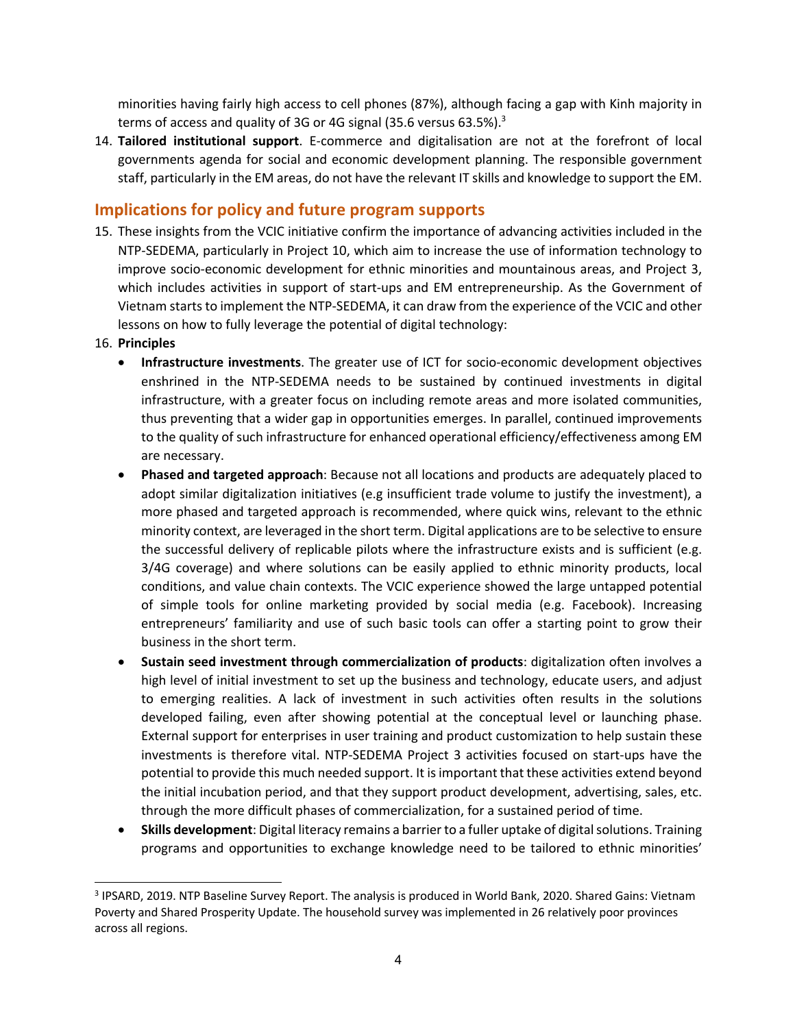minorities having fairly high access to cell phones (87%), although facing a gap with Kinh majority in terms of access and quality of 3G or 4G signal (35.6 versus 63.5%).[3]

14. **Tailored institutional support**. E-commerce and digitalisation are not at the forefront of local governments agenda for social and economic development planning. The responsible government staff, particularly in the EM areas, do not have the relevant IT skills and knowledge to support the EM.

## Implications for policy and future program supports

15. These insights from the VCIC initiative confirm the importance of advancing activities included in the NTP-SEDEMA, particularly in Project 10, which aim to increase the use of information technology to improve socio-economic development for ethnic minorities and mountainous areas, and Project 3, which includes activities in support of start-ups and EM entrepreneurship. As the Government of Vietnam starts to implement the NTP-SEDEMA, it can draw from the experience of the VCIC and other lessons on how to fully leverage the potential of digital technology:

16. **Principles**
    - **Infrastructure investments**. The greater use of ICT for socio-economic development objectives enshrined in the NTP-SEDEMA needs to be sustained by continued investments in digital infrastructure, with a greater focus on including remote areas and more isolated communities, thus preventing that a wider gap in opportunities emerges. In parallel, continued improvements to the quality of such infrastructure for enhanced operational efficiency/effectiveness among EM are necessary.
    - **Phased and targeted approach**: Because not all locations and products are adequately placed to adopt similar digitalization initiatives (e.g insufficient trade volume to justify the investment), a more phased and targeted approach is recommended, where quick wins, relevant to the ethnic minority context, are leveraged in the short term. Digital applications are to be selective to ensure the successful delivery of replicable pilots where the infrastructure exists and is sufficient (e.g. 3/4G coverage) and where solutions can be easily applied to ethnic minority products, local conditions, and value chain contexts. The VCIC experience showed the large untapped potential of simple tools for online marketing provided by social media (e.g. Facebook). Increasing entrepreneurs' familiarity and use of such basic tools can offer a starting point to grow their business in the short term.
    - **Sustain seed investment through commercialization of products**: digitalization often involves a high level of initial investment to set up the business and technology, educate users, and adjust to emerging realities. A lack of investment in such activities often results in the solutions developed failing, even after showing potential at the conceptual level or launching phase. External support for enterprises in user training and product customization to help sustain these investments is therefore vital. NTP-SEDEMA Project 3 activities focused on start-ups have the potential to provide this much needed support. It is important that these activities extend beyond the initial incubation period, and that they support product development, advertising, sales, etc. through the more difficult phases of commercialization, for a sustained period of time.
    - **Skills development**: Digital literacy remains a barrier to a fuller uptake of digital solutions. Training programs and opportunities to exchange knowledge need to be tailored to ethnic minorities'

[3] IPSARD, 2019. NTP Baseline Survey Report. The analysis is produced in World Bank, 2020. Shared Gains: Vietnam Poverty and Shared Prosperity Update. The household survey was implemented in 26 relatively poor provinces across all regions.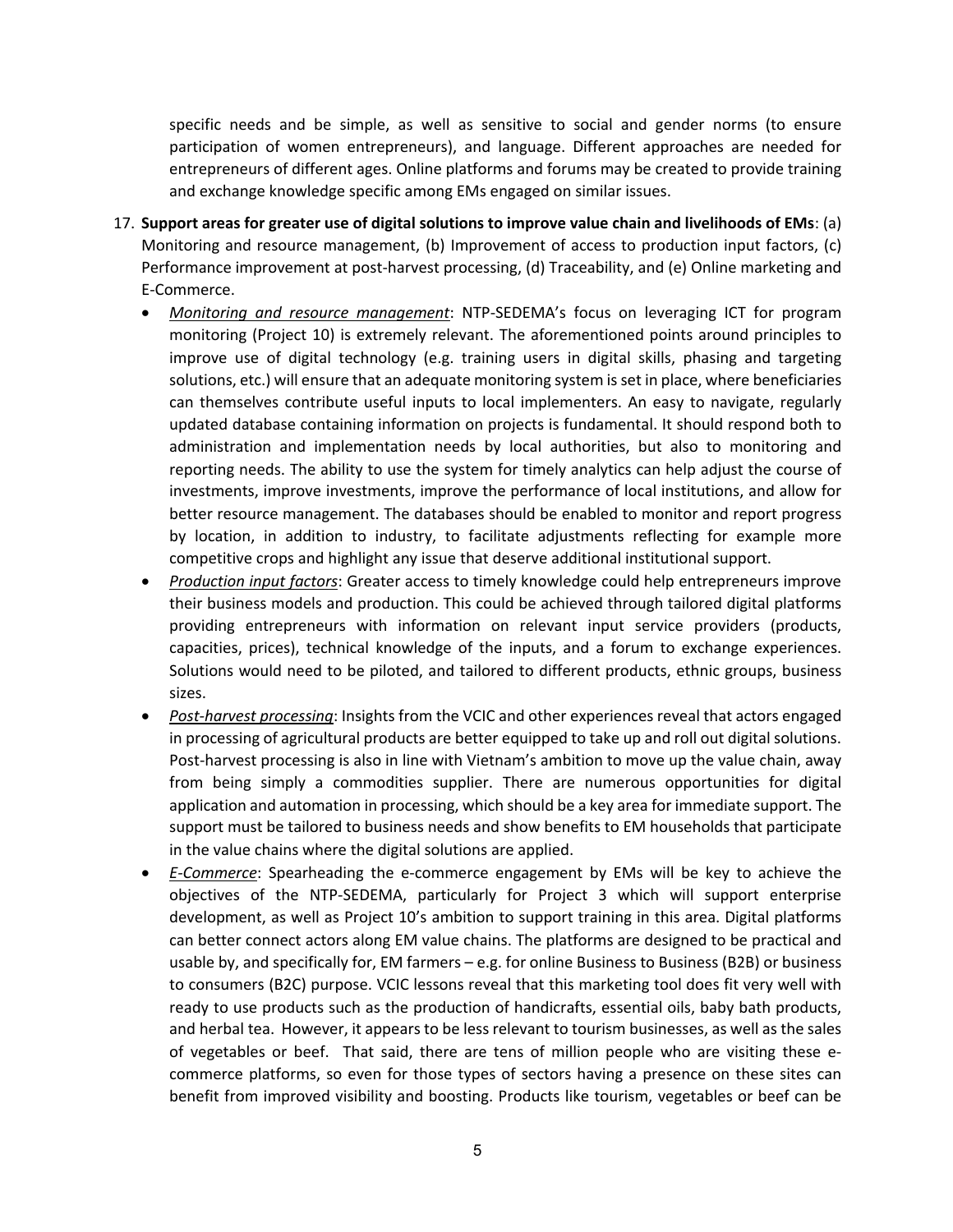specific needs and be simple, as well as sensitive to social and gender norms (to ensure participation of women entrepreneurs), and language. Different approaches are needed for entrepreneurs of different ages. Online platforms and forums may be created to provide training and exchange knowledge specific among EMs engaged on similar issues.

17. **Support areas for greater use of digital solutions to improve value chain and livelihoods of EMs**: (a) Monitoring and resource management, (b) Improvement of access to production input factors, (c) Performance improvement at post-harvest processing, (d) Traceability, and (e) Online marketing and E-Commerce.
    - *Monitoring and resource management*: NTP-SEDEMA's focus on leveraging ICT for program monitoring (Project 10) is extremely relevant. The aforementioned points around principles to improve use of digital technology (e.g. training users in digital skills, phasing and targeting solutions, etc.) will ensure that an adequate monitoring system is set in place, where beneficiaries can themselves contribute useful inputs to local implementers. An easy to navigate, regularly updated database containing information on projects is fundamental. It should respond both to administration and implementation needs by local authorities, but also to monitoring and reporting needs. The ability to use the system for timely analytics can help adjust the course of investments, improve investments, improve the performance of local institutions, and allow for better resource management. The databases should be enabled to monitor and report progress by location, in addition to industry, to facilitate adjustments reflecting for example more competitive crops and highlight any issue that deserve additional institutional support.
    - *Production input factors*: Greater access to timely knowledge could help entrepreneurs improve their business models and production. This could be achieved through tailored digital platforms providing entrepreneurs with information on relevant input service providers (products, capacities, prices), technical knowledge of the inputs, and a forum to exchange experiences. Solutions would need to be piloted, and tailored to different products, ethnic groups, business sizes.
    - *Post-harvest processing*: Insights from the VCIC and other experiences reveal that actors engaged in processing of agricultural products are better equipped to take up and roll out digital solutions. Post-harvest processing is also in line with Vietnam's ambition to move up the value chain, away from being simply a commodities supplier. There are numerous opportunities for digital application and automation in processing, which should be a key area for immediate support. The support must be tailored to business needs and show benefits to EM households that participate in the value chains where the digital solutions are applied.
    - *E-Commerce*: Spearheading the e-commerce engagement by EMs will be key to achieve the objectives of the NTP-SEDEMA, particularly for Project 3 which will support enterprise development, as well as Project 10's ambition to support training in this area. Digital platforms can better connect actors along EM value chains. The platforms are designed to be practical and usable by, and specifically for, EM farmers – e.g. for online Business to Business (B2B) or business to consumers (B2C) purpose. VCIC lessons reveal that this marketing tool does fit very well with ready to use products such as the production of handicrafts, essential oils, baby bath products, and herbal tea. However, it appears to be less relevant to tourism businesses, as well as the sales of vegetables or beef. That said, there are tens of million people who are visiting these e-commerce platforms, so even for those types of sectors having a presence on these sites can benefit from improved visibility and boosting. Products like tourism, vegetables or beef can be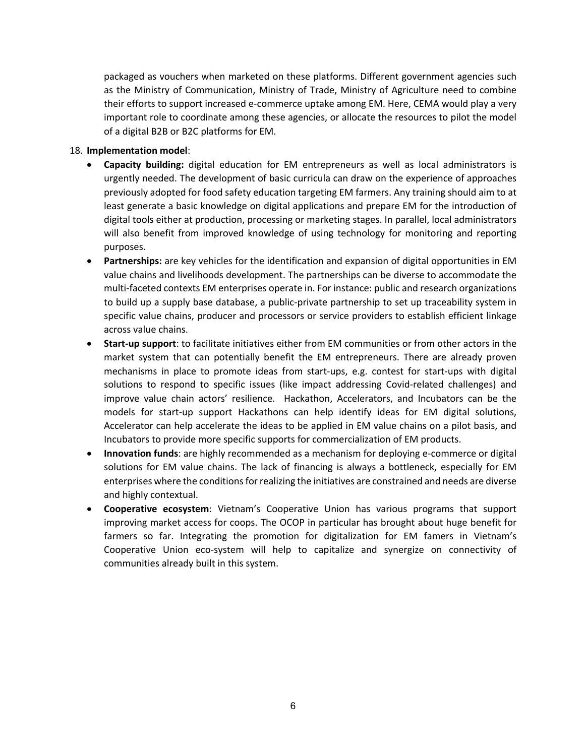packaged as vouchers when marketed on these platforms. Different government agencies such as the Ministry of Communication, Ministry of Trade, Ministry of Agriculture need to combine their efforts to support increased e-commerce uptake among EM. Here, CEMA would play a very important role to coordinate among these agencies, or allocate the resources to pilot the model of a digital B2B or B2C platforms for EM.

18. **Implementation model**:
    - **Capacity building:** digital education for EM entrepreneurs as well as local administrators is urgently needed. The development of basic curricula can draw on the experience of approaches previously adopted for food safety education targeting EM farmers. Any training should aim to at least generate a basic knowledge on digital applications and prepare EM for the introduction of digital tools either at production, processing or marketing stages. In parallel, local administrators will also benefit from improved knowledge of using technology for monitoring and reporting purposes.
    - **Partnerships:** are key vehicles for the identification and expansion of digital opportunities in EM value chains and livelihoods development. The partnerships can be diverse to accommodate the multi-faceted contexts EM enterprises operate in. For instance: public and research organizations to build up a supply base database, a public-private partnership to set up traceability system in specific value chains, producer and processors or service providers to establish efficient linkage across value chains.
    - **Start-up support**: to facilitate initiatives either from EM communities or from other actors in the market system that can potentially benefit the EM entrepreneurs. There are already proven mechanisms in place to promote ideas from start-ups, e.g. contest for start-ups with digital solutions to respond to specific issues (like impact addressing Covid-related challenges) and improve value chain actors' resilience. Hackathon, Accelerators, and Incubators can be the models for start-up support Hackathons can help identify ideas for EM digital solutions, Accelerator can help accelerate the ideas to be applied in EM value chains on a pilot basis, and Incubators to provide more specific supports for commercialization of EM products.
    - **Innovation funds**: are highly recommended as a mechanism for deploying e-commerce or digital solutions for EM value chains. The lack of financing is always a bottleneck, especially for EM enterprises where the conditions for realizing the initiatives are constrained and needs are diverse and highly contextual.
    - **Cooperative ecosystem**: Vietnam's Cooperative Union has various programs that support improving market access for coops. The OCOP in particular has brought about huge benefit for farmers so far. Integrating the promotion for digitalization for EM famers in Vietnam's Cooperative Union eco-system will help to capitalize and synergize on connectivity of communities already built in this system.